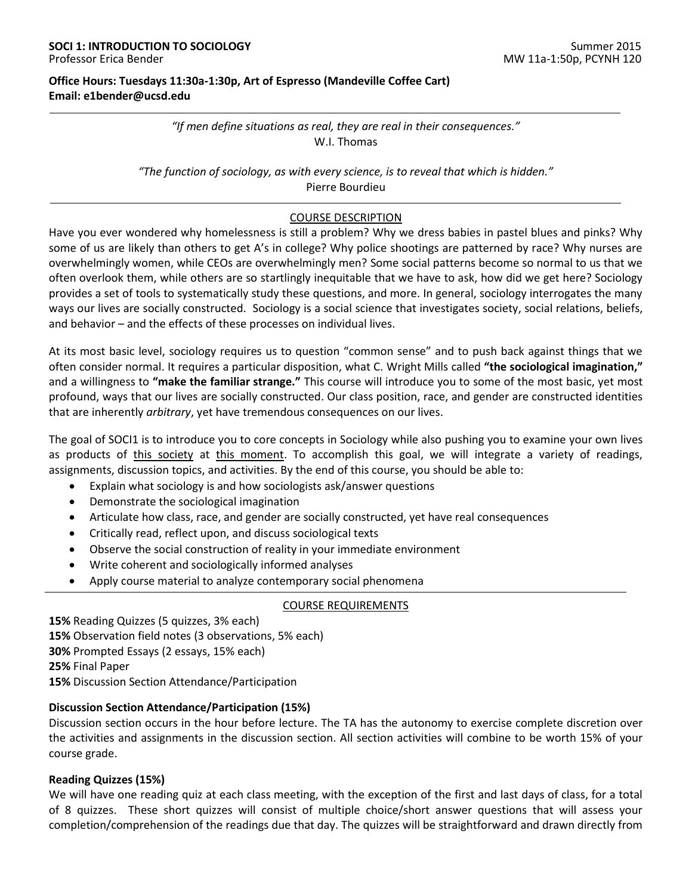**SOCI 1: INTRODUCTION TO SOCIOLOGY** Summer 2015
Professor Erica Bender MW 11a-1:50p, PCYNH 120

**Office Hours: Tuesdays 11:30a-1:30p, Art of Espresso (Mandeville Coffee Cart)**
**Email: e1bender@ucsd.edu**

---

*"If men define situations as real, they are real in their consequences."*
W.I. Thomas

*"The function of sociology, as with every science, is to reveal that which is hidden."*
Pierre Bourdieu

---

## COURSE DESCRIPTION

Have you ever wondered why homelessness is still a problem? Why we dress babies in pastel blues and pinks? Why some of us are likely than others to get A's in college? Why police shootings are patterned by race? Why nurses are overwhelmingly women, while CEOs are overwhelmingly men? Some social patterns become so normal to us that we often overlook them, while others are so startlingly inequitable that we have to ask, how did we get here? Sociology provides a set of tools to systematically study these questions, and more. In general, sociology interrogates the many ways our lives are socially constructed. Sociology is a social science that investigates society, social relations, beliefs, and behavior – and the effects of these processes on individual lives.

At its most basic level, sociology requires us to question "common sense" and to push back against things that we often consider normal. It requires a particular disposition, what C. Wright Mills called **"the sociological imagination,"** and a willingness to **"make the familiar strange."** This course will introduce you to some of the most basic, yet most profound, ways that our lives are socially constructed. Our class position, race, and gender are constructed identities that are inherently *arbitrary*, yet have tremendous consequences on our lives.

The goal of SOCI1 is to introduce you to core concepts in Sociology while also pushing you to examine your own lives as products of this society at this moment. To accomplish this goal, we will integrate a variety of readings, assignments, discussion topics, and activities. By the end of this course, you should be able to:

- Explain what sociology is and how sociologists ask/answer questions
- Demonstrate the sociological imagination
- Articulate how class, race, and gender are socially constructed, yet have real consequences
- Critically read, reflect upon, and discuss sociological texts
- Observe the social construction of reality in your immediate environment
- Write coherent and sociologically informed analyses
- Apply course material to analyze contemporary social phenomena

---

## COURSE REQUIREMENTS

**15%** Reading Quizzes (5 quizzes, 3% each)
**15%** Observation field notes (3 observations, 5% each)
**30%** Prompted Essays (2 essays, 15% each)
**25%** Final Paper
**15%** Discussion Section Attendance/Participation

### Discussion Section Attendance/Participation (15%)

Discussion section occurs in the hour before lecture. The TA has the autonomy to exercise complete discretion over the activities and assignments in the discussion section. All section activities will combine to be worth 15% of your course grade.

### Reading Quizzes (15%)

We will have one reading quiz at each class meeting, with the exception of the first and last days of class, for a total of 8 quizzes. These short quizzes will consist of multiple choice/short answer questions that will assess your completion/comprehension of the readings due that day. The quizzes will be straightforward and drawn directly from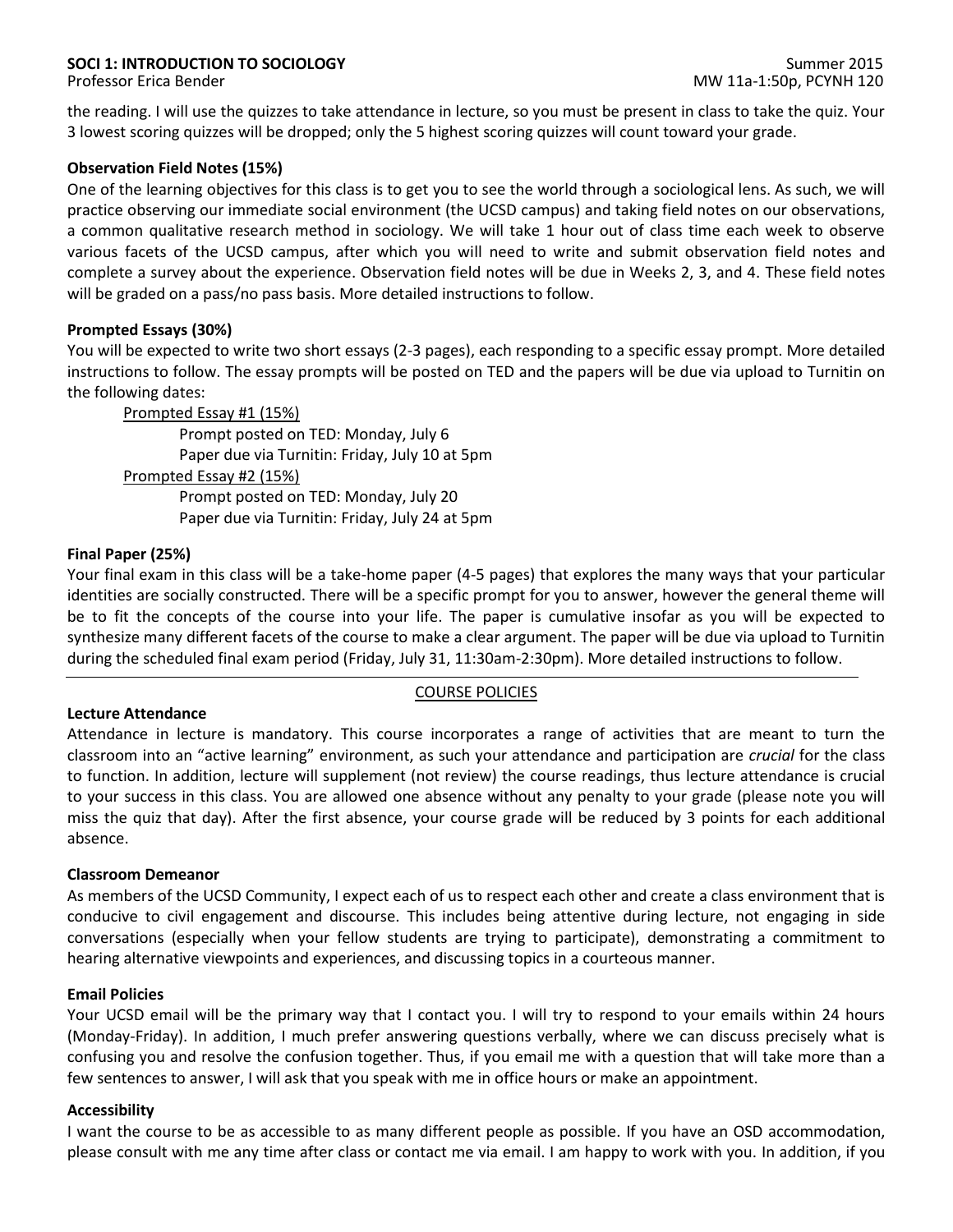the reading. I will use the quizzes to take attendance in lecture, so you must be present in class to take the quiz. Your 3 lowest scoring quizzes will be dropped; only the 5 highest scoring quizzes will count toward your grade.

**Observation Field Notes (15%)**

One of the learning objectives for this class is to get you to see the world through a sociological lens. As such, we will practice observing our immediate social environment (the UCSD campus) and taking field notes on our observations, a common qualitative research method in sociology. We will take 1 hour out of class time each week to observe various facets of the UCSD campus, after which you will need to write and submit observation field notes and complete a survey about the experience. Observation field notes will be due in Weeks 2, 3, and 4. These field notes will be graded on a pass/no pass basis. More detailed instructions to follow.

**Prompted Essays (30%)**

You will be expected to write two short essays (2-3 pages), each responding to a specific essay prompt. More detailed instructions to follow. The essay prompts will be posted on TED and the papers will be due via upload to Turnitin on the following dates:

<u>Prompted Essay #1 (15%)</u>
- Prompt posted on TED: Monday, July 6
- Paper due via Turnitin: Friday, July 10 at 5pm

<u>Prompted Essay #2 (15%)</u>
- Prompt posted on TED: Monday, July 20
- Paper due via Turnitin: Friday, July 24 at 5pm

**Final Paper (25%)**

Your final exam in this class will be a take-home paper (4-5 pages) that explores the many ways that your particular identities are socially constructed. There will be a specific prompt for you to answer, however the general theme will be to fit the concepts of the course into your life. The paper is cumulative insofar as you will be expected to synthesize many different facets of the course to make a clear argument. The paper will be due via upload to Turnitin during the scheduled final exam period (Friday, July 31, 11:30am-2:30pm). More detailed instructions to follow.

---

## COURSE POLICIES

**Lecture Attendance**

Attendance in lecture is mandatory. This course incorporates a range of activities that are meant to turn the classroom into an "active learning" environment, as such your attendance and participation are *crucial* for the class to function. In addition, lecture will supplement (not review) the course readings, thus lecture attendance is crucial to your success in this class. You are allowed one absence without any penalty to your grade (please note you will miss the quiz that day). After the first absence, your course grade will be reduced by 3 points for each additional absence.

**Classroom Demeanor**

As members of the UCSD Community, I expect each of us to respect each other and create a class environment that is conducive to civil engagement and discourse. This includes being attentive during lecture, not engaging in side conversations (especially when your fellow students are trying to participate), demonstrating a commitment to hearing alternative viewpoints and experiences, and discussing topics in a courteous manner.

**Email Policies**

Your UCSD email will be the primary way that I contact you. I will try to respond to your emails within 24 hours (Monday-Friday). In addition, I much prefer answering questions verbally, where we can discuss precisely what is confusing you and resolve the confusion together. Thus, if you email me with a question that will take more than a few sentences to answer, I will ask that you speak with me in office hours or make an appointment.

**Accessibility**

I want the course to be as accessible to as many different people as possible. If you have an OSD accommodation, please consult with me any time after class or contact me via email. I am happy to work with you. In addition, if you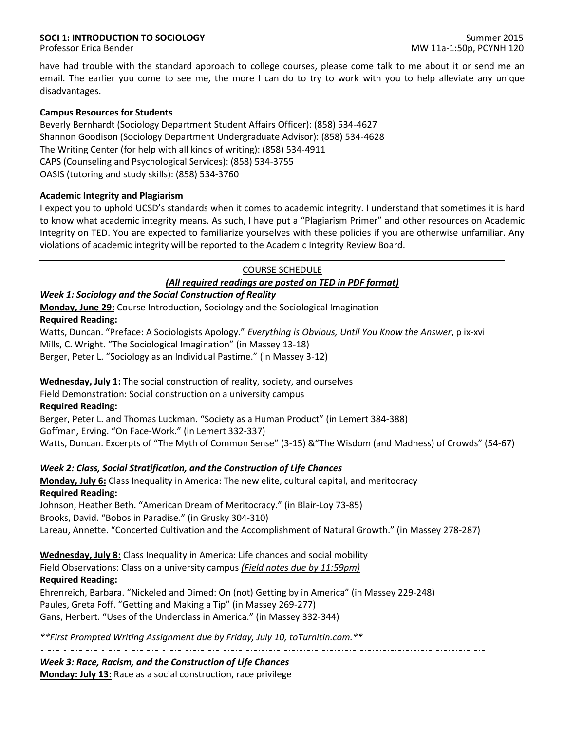have had trouble with the standard approach to college courses, please come talk to me about it or send me an email. The earlier you come to see me, the more I can do to try to work with you to help alleviate any unique disadvantages.

**Campus Resources for Students**

Beverly Bernhardt (Sociology Department Student Affairs Officer): (858) 534-4627
Shannon Goodison (Sociology Department Undergraduate Advisor): (858) 534-4628
The Writing Center (for help with all kinds of writing): (858) 534-4911
CAPS (Counseling and Psychological Services): (858) 534-3755
OASIS (tutoring and study skills): (858) 534-3760

**Academic Integrity and Plagiarism**

I expect you to uphold UCSD's standards when it comes to academic integrity. I understand that sometimes it is hard to know what academic integrity means. As such, I have put a "Plagiarism Primer" and other resources on Academic Integrity on TED. You are expected to familiarize yourselves with these policies if you are otherwise unfamiliar. Any violations of academic integrity will be reported to the Academic Integrity Review Board.

---

## COURSE SCHEDULE

***(All required readings are posted on TED in PDF format)***

***Week 1: Sociology and the Social Construction of Reality***

**Monday, June 29:** Course Introduction, Sociology and the Sociological Imagination

**Required Reading:**

Watts, Duncan. "Preface: A Sociologists Apology." *Everything is Obvious, Until You Know the Answer*, p ix-xvi
Mills, C. Wright. "The Sociological Imagination" (in Massey 13-18)
Berger, Peter L. "Sociology as an Individual Pastime." (in Massey 3-12)

**Wednesday, July 1:** The social construction of reality, society, and ourselves
Field Demonstration: Social construction on a university campus

**Required Reading:**

Berger, Peter L. and Thomas Luckman. "Society as a Human Product" (in Lemert 384-388)
Goffman, Erving. "On Face-Work." (in Lemert 332-337)
Watts, Duncan. Excerpts of "The Myth of Common Sense" (3-15) &"The Wisdom (and Madness) of Crowds" (54-67)

---

***Week 2: Class, Social Stratification, and the Construction of Life Chances***

**Monday, July 6:** Class Inequality in America: The new elite, cultural capital, and meritocracy

**Required Reading:**

Johnson, Heather Beth. "American Dream of Meritocracy." (in Blair-Loy 73-85)
Brooks, David. "Bobos in Paradise." (in Grusky 304-310)
Lareau, Annette. "Concerted Cultivation and the Accomplishment of Natural Growth." (in Massey 278-287)

**Wednesday, July 8:** Class Inequality in America: Life chances and social mobility
Field Observations: Class on a university campus *(Field notes due by 11:59pm)*

**Required Reading:**

Ehrenreich, Barbara. "Nickeled and Dimed: On (not) Getting by in America" (in Massey 229-248)
Paules, Greta Foff. "Getting and Making a Tip" (in Massey 269-277)
Gans, Herbert. "Uses of the Underclass in America." (in Massey 332-344)

***\*\*First Prompted Writing Assignment due by Friday, July 10, toTurnitin.com.\*\****

---

***Week 3: Race, Racism, and the Construction of Life Chances***

**Monday: July 13:** Race as a social construction, race privilege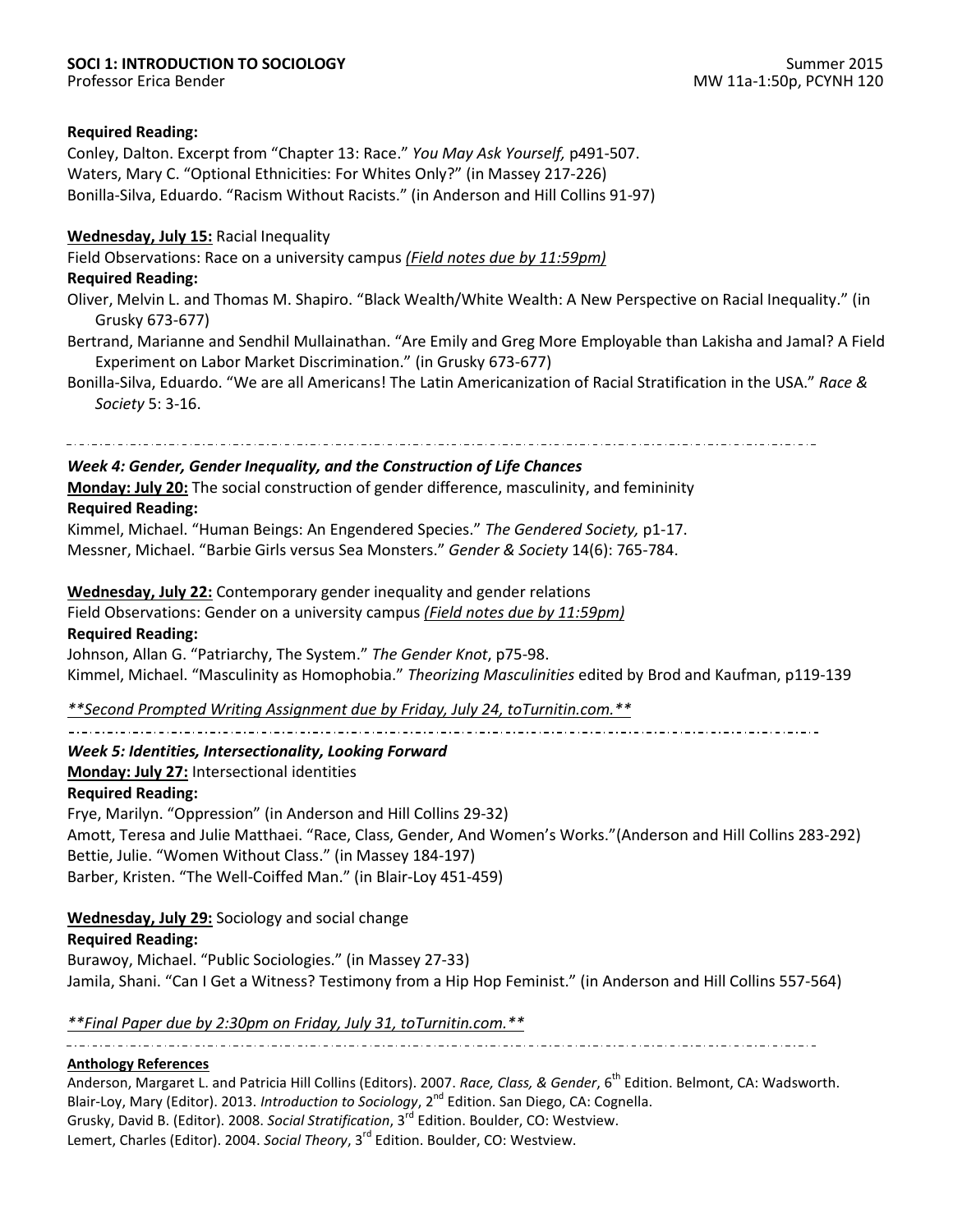**Required Reading:**

Conley, Dalton. Excerpt from "Chapter 13: Race." *You May Ask Yourself,* p491-507.
Waters, Mary C. "Optional Ethnicities: For Whites Only?" (in Massey 217-226)
Bonilla-Silva, Eduardo. "Racism Without Racists." (in Anderson and Hill Collins 91-97)

**Wednesday, July 15:** Racial Inequality

Field Observations: Race on a university campus *(Field notes due by 11:59pm)*

**Required Reading:**

Oliver, Melvin L. and Thomas M. Shapiro. "Black Wealth/White Wealth: A New Perspective on Racial Inequality." (in Grusky 673-677)
Bertrand, Marianne and Sendhil Mullainathan. "Are Emily and Greg More Employable than Lakisha and Jamal? A Field Experiment on Labor Market Discrimination." (in Grusky 673-677)
Bonilla-Silva, Eduardo. "We are all Americans! The Latin Americanization of Racial Stratification in the USA." *Race & Society* 5: 3-16.

---

***Week 4: Gender, Gender Inequality, and the Construction of Life Chances***

**Monday: July 20:** The social construction of gender difference, masculinity, and femininity

**Required Reading:**

Kimmel, Michael. "Human Beings: An Engendered Species." *The Gendered Society,* p1-17.
Messner, Michael. "Barbie Girls versus Sea Monsters." *Gender & Society* 14(6): 765-784.

**Wednesday, July 22:** Contemporary gender inequality and gender relations

Field Observations: Gender on a university campus *(Field notes due by 11:59pm)*

**Required Reading:**

Johnson, Allan G. "Patriarchy, The System." *The Gender Knot*, p75-98.
Kimmel, Michael. "Masculinity as Homophobia." *Theorizing Masculinities* edited by Brod and Kaufman, p119-139

*\*\*Second Prompted Writing Assignment due by Friday, July 24, toTurnitin.com.\*\**

---

***Week 5: Identities, Intersectionality, Looking Forward***

**Monday: July 27:** Intersectional identities

**Required Reading:**

Frye, Marilyn. "Oppression" (in Anderson and Hill Collins 29-32)
Amott, Teresa and Julie Matthaei. "Race, Class, Gender, And Women's Works."(Anderson and Hill Collins 283-292)
Bettie, Julie. "Women Without Class." (in Massey 184-197)
Barber, Kristen. "The Well-Coiffed Man." (in Blair-Loy 451-459)

**Wednesday, July 29:** Sociology and social change

**Required Reading:**

Burawoy, Michael. "Public Sociologies." (in Massey 27-33)
Jamila, Shani. "Can I Get a Witness? Testimony from a Hip Hop Feminist." (in Anderson and Hill Collins 557-564)

*\*\*Final Paper due by 2:30pm on Friday, July 31, toTurnitin.com.\*\**

---

**Anthology References**

Anderson, Margaret L. and Patricia Hill Collins (Editors). 2007. *Race, Class, & Gender*, 6th Edition. Belmont, CA: Wadsworth.
Blair-Loy, Mary (Editor). 2013. *Introduction to Sociology*, 2nd Edition. San Diego, CA: Cognella.
Grusky, David B. (Editor). 2008. *Social Stratification*, 3rd Edition. Boulder, CO: Westview.
Lemert, Charles (Editor). 2004. *Social Theory*, 3rd Edition. Boulder, CO: Westview.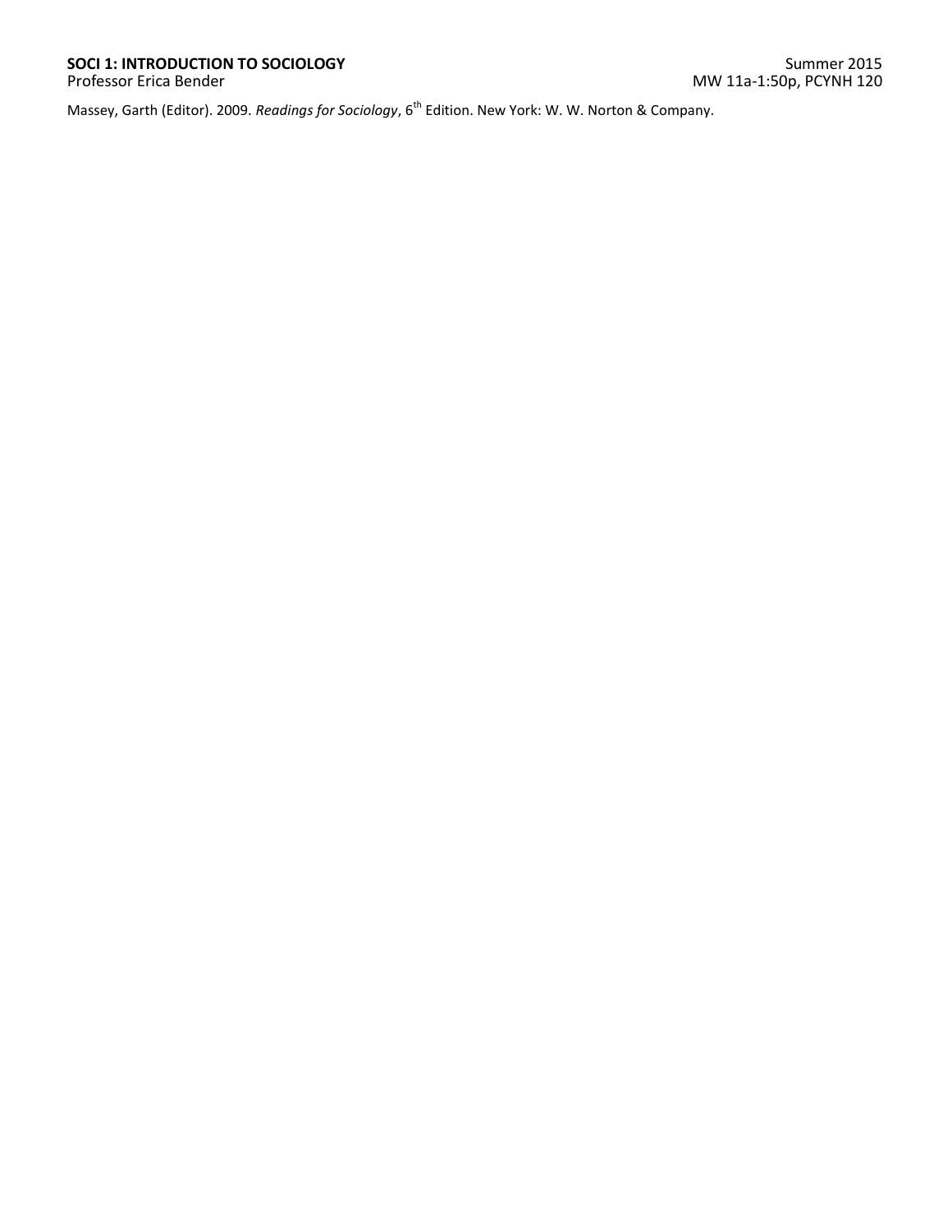Massey, Garth (Editor). 2009. *Readings for Sociology*, 6th Edition. New York: W. W. Norton & Company.